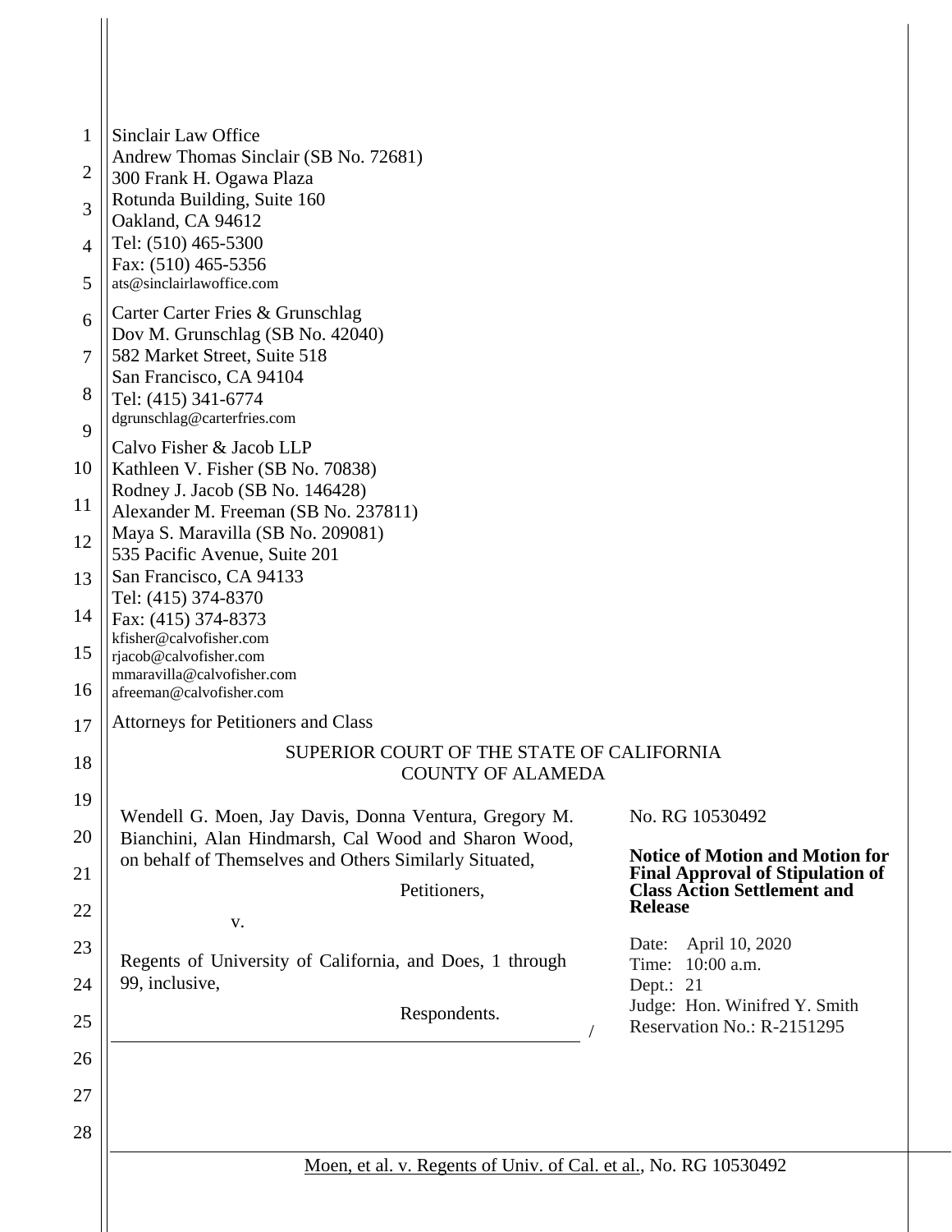Sinclair Law Office
Andrew Thomas Sinclair (SB No. 72681)
300 Frank H. Ogawa Plaza
Rotunda Building, Suite 160
Oakland, CA 94612
Tel: (510) 465-5300
Fax: (510) 465-5356
ats@sinclairlawoffice.com

Carter Carter Fries & Grunschlag
Dov M. Grunschlag (SB No. 42040)
582 Market Street, Suite 518
San Francisco, CA 94104
Tel: (415) 341-6774
dgrunschlag@carterfries.com

Calvo Fisher & Jacob LLP
Kathleen V. Fisher (SB No. 70838)
Rodney J. Jacob (SB No. 146428)
Alexander M. Freeman (SB No. 237811)
Maya S. Maravilla (SB No. 209081)
535 Pacific Avenue, Suite 201
San Francisco, CA 94133
Tel: (415) 374-8370
Fax: (415) 374-8373
kfisher@calvofisher.com
rjacob@calvofisher.com
mmaravilla@calvofisher.com
afreeman@calvofisher.com

Attorneys for Petitioners and Class

SUPERIOR COURT OF THE STATE OF CALIFORNIA
COUNTY OF ALAMEDA

Wendell G. Moen, Jay Davis, Donna Ventura, Gregory M. Bianchini, Alan Hindmarsh, Cal Wood and Sharon Wood, on behalf of Themselves and Others Similarly Situated,

Petitioners,

v.

Regents of University of California, and Does, 1 through 99, inclusive,

Respondents.

No. RG 10530492

**Notice of Motion and Motion for Final Approval of Stipulation of Class Action Settlement and Release**

Date: April 10, 2020
Time: 10:00 a.m.
Dept.: 21
Judge: Hon. Winifred Y. Smith
Reservation No.: R-2151295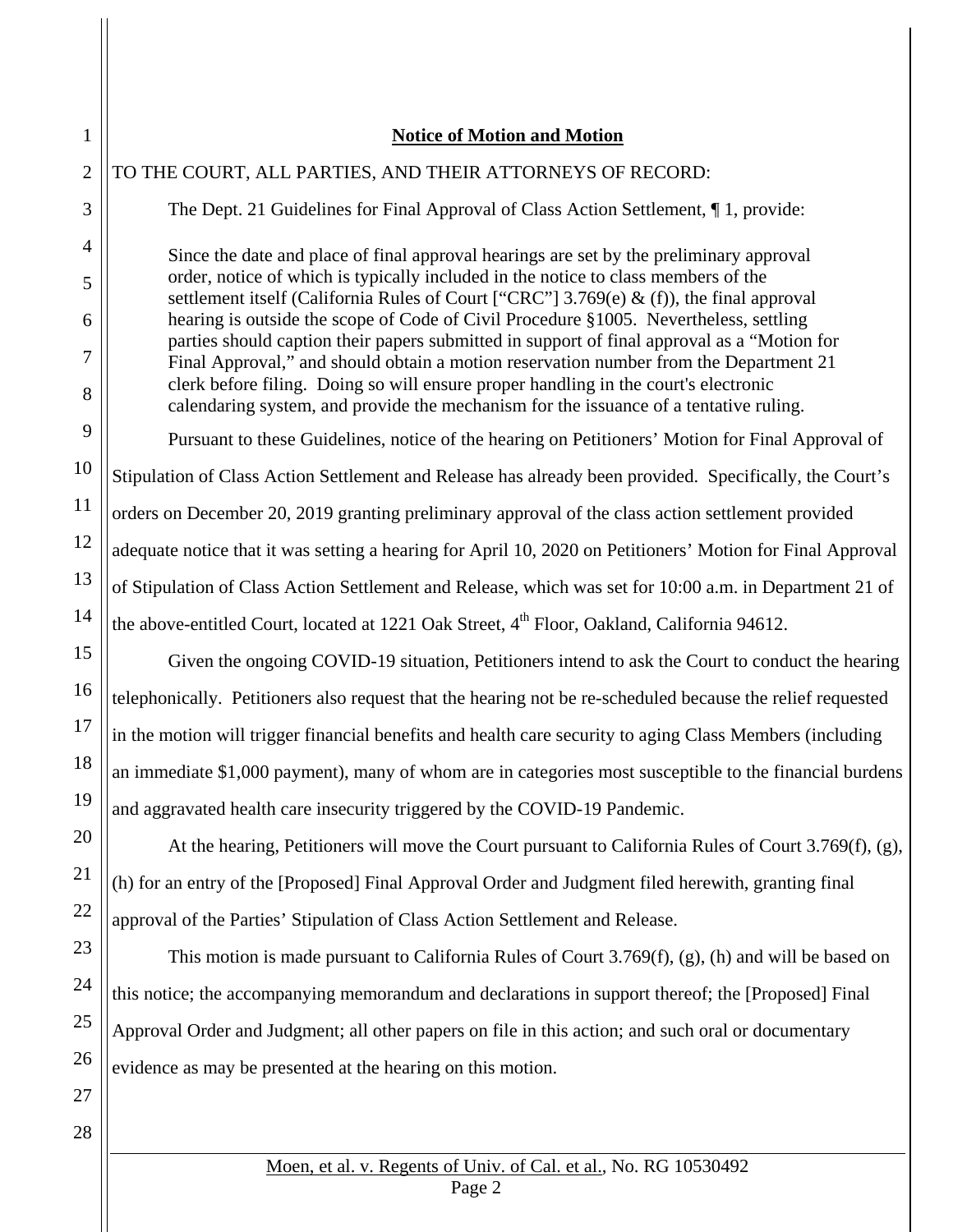**Notice of Motion and Motion**

TO THE COURT, ALL PARTIES, AND THEIR ATTORNEYS OF RECORD:

The Dept. 21 Guidelines for Final Approval of Class Action Settlement, ¶ 1, provide:

> Since the date and place of final approval hearings are set by the preliminary approval order, notice of which is typically included in the notice to class members of the settlement itself (California Rules of Court ["CRC"] 3.769(e) & (f)), the final approval hearing is outside the scope of Code of Civil Procedure §1005. Nevertheless, settling parties should caption their papers submitted in support of final approval as a "Motion for Final Approval," and should obtain a motion reservation number from the Department 21 clerk before filing. Doing so will ensure proper handling in the court's electronic calendaring system, and provide the mechanism for the issuance of a tentative ruling.

Pursuant to these Guidelines, notice of the hearing on Petitioners' Motion for Final Approval of Stipulation of Class Action Settlement and Release has already been provided. Specifically, the Court's orders on December 20, 2019 granting preliminary approval of the class action settlement provided adequate notice that it was setting a hearing for April 10, 2020 on Petitioners' Motion for Final Approval of Stipulation of Class Action Settlement and Release, which was set for 10:00 a.m. in Department 21 of the above-entitled Court, located at 1221 Oak Street, 4th Floor, Oakland, California 94612.

Given the ongoing COVID-19 situation, Petitioners intend to ask the Court to conduct the hearing telephonically. Petitioners also request that the hearing not be re-scheduled because the relief requested in the motion will trigger financial benefits and health care security to aging Class Members (including an immediate $1,000 payment), many of whom are in categories most susceptible to the financial burdens and aggravated health care insecurity triggered by the COVID-19 Pandemic.

At the hearing, Petitioners will move the Court pursuant to California Rules of Court 3.769(f), (g), (h) for an entry of the [Proposed] Final Approval Order and Judgment filed herewith, granting final approval of the Parties' Stipulation of Class Action Settlement and Release.

This motion is made pursuant to California Rules of Court 3.769(f), (g), (h) and will be based on this notice; the accompanying memorandum and declarations in support thereof; the [Proposed] Final Approval Order and Judgment; all other papers on file in this action; and such oral or documentary evidence as may be presented at the hearing on this motion.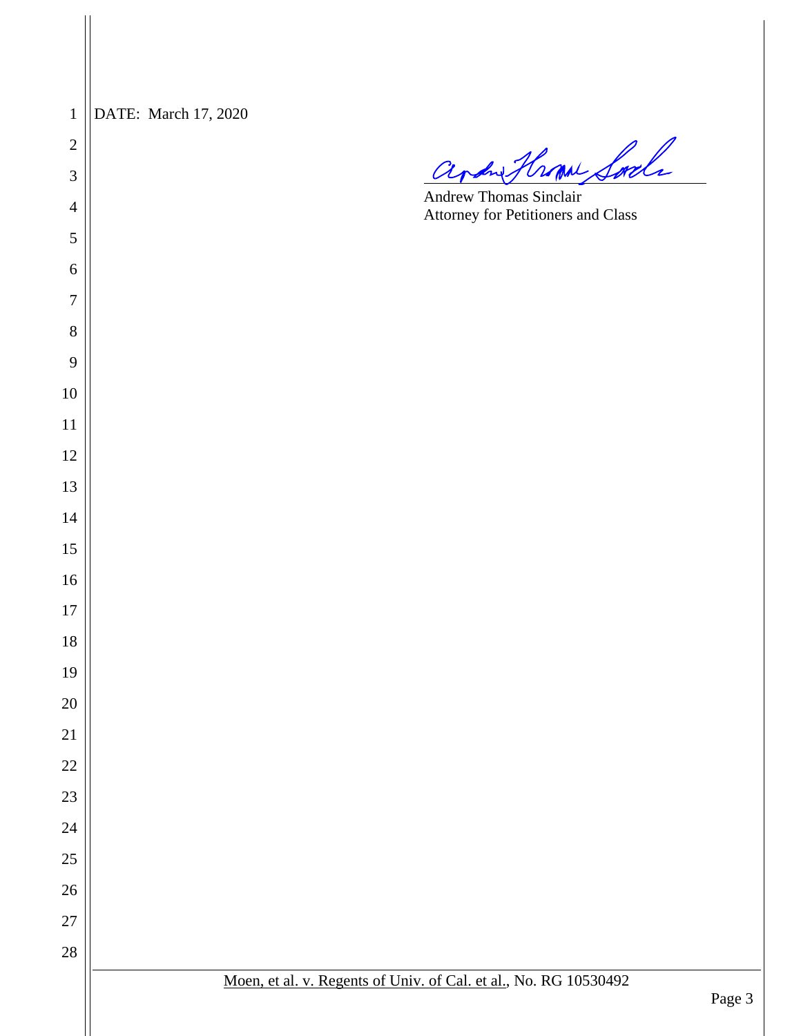DATE: March 17, 2020

Andrew Thomas Sinclair
Attorney for Petitioners and Class

Moen, et al. v. Regents of Univ. of Cal. et al., No. RG 10530492